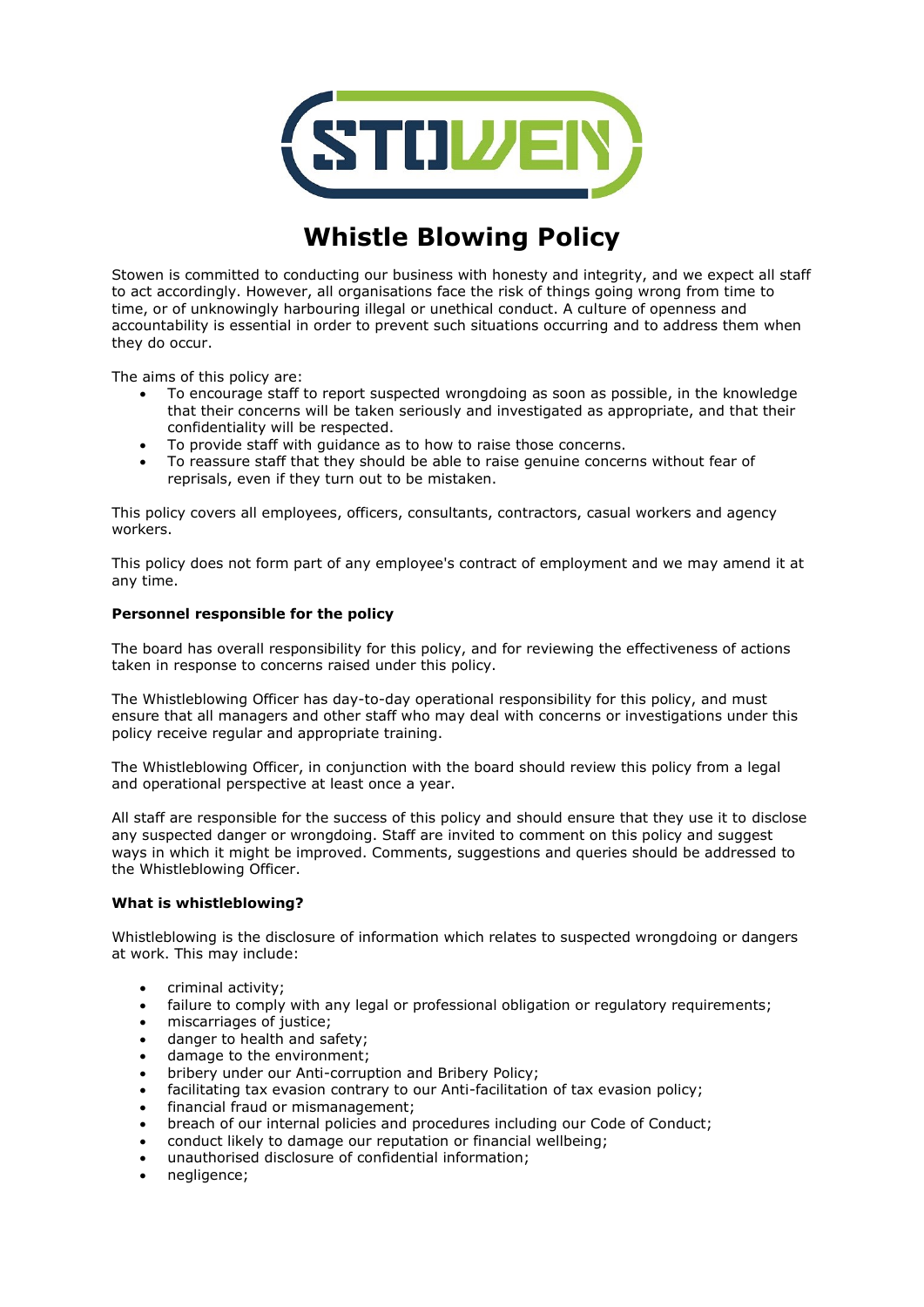# Whistle Blowing Policy

Stowen is committed to conducting our business with honesty and integrity, and we expect all staff to act accordingly. However, all organisations face the risk of things going wrong from time to time, or of unknowingly harbouring illegal or unethical conduct. A culture of openness and accountability is essential in order to prevent such situations occurring and to address them when they do occur.

The aims of this policy are:

- To encourage staff to report suspected wrongdoing as soon as possible, in the knowledge that their concerns will be taken seriously and investigated as appropriate, and that their confidentiality will be respected.
- To provide staff with guidance as to how to raise those concerns.
- To reassure staff that they should be able to raise genuine concerns without fear of reprisals, even if they turn out to be mistaken.

This policy covers all employees, officers, consultants, contractors, casual workers and agency workers.

This policy does not form part of any employee's contract of employment and we may amend it at any time.

**Personnel responsible for the policy**

The board has overall responsibility for this policy, and for reviewing the effectiveness of actions taken in response to concerns raised under this policy.

The Whistleblowing Officer has day-to-day operational responsibility for this policy, and must ensure that all managers and other staff who may deal with concerns or investigations under this policy receive regular and appropriate training.

The Whistleblowing Officer, in conjunction with the board should review this policy from a legal and operational perspective at least once a year.

All staff are responsible for the success of this policy and should ensure that they use it to disclose any suspected danger or wrongdoing. Staff are invited to comment on this policy and suggest ways in which it might be improved. Comments, suggestions and queries should be addressed to the Whistleblowing Officer.

**What is whistleblowing?**

Whistleblowing is the disclosure of information which relates to suspected wrongdoing or dangers at work. This may include:

- criminal activity;
- failure to comply with any legal or professional obligation or regulatory requirements;
- miscarriages of justice;
- danger to health and safety;
- damage to the environment;
- bribery under our Anti-corruption and Bribery Policy;
- facilitating tax evasion contrary to our Anti-facilitation of tax evasion policy;
- financial fraud or mismanagement;
- breach of our internal policies and procedures including our Code of Conduct;
- conduct likely to damage our reputation or financial wellbeing;
- unauthorised disclosure of confidential information;
- negligence;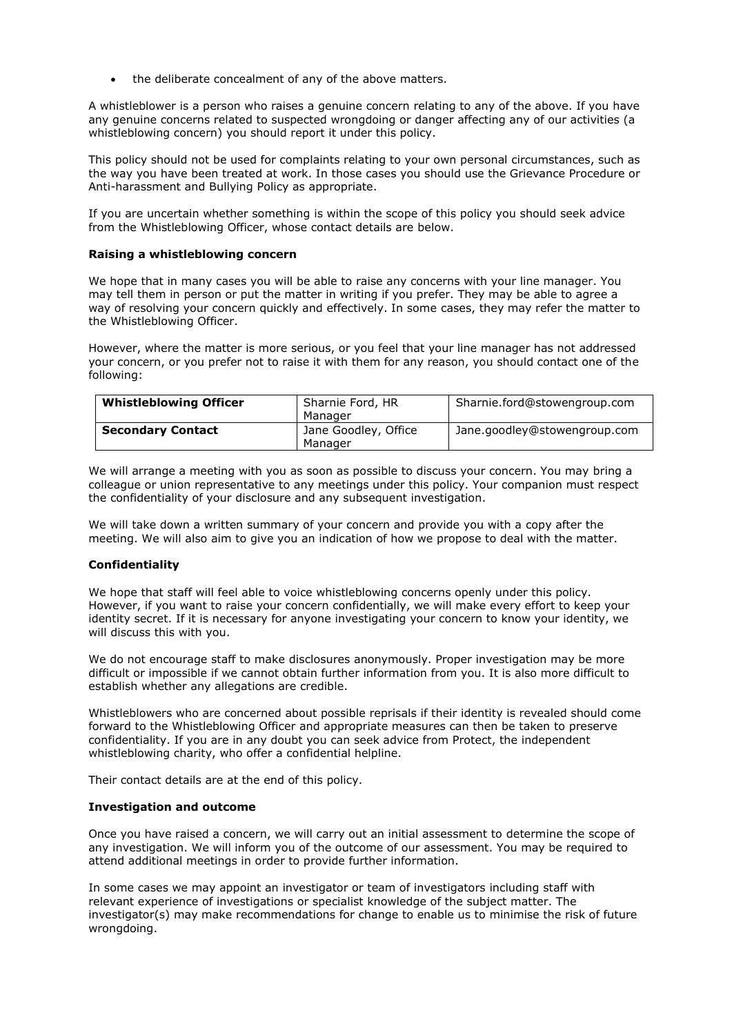- the deliberate concealment of any of the above matters.

A whistleblower is a person who raises a genuine concern relating to any of the above. If you have any genuine concerns related to suspected wrongdoing or danger affecting any of our activities (a whistleblowing concern) you should report it under this policy.

This policy should not be used for complaints relating to your own personal circumstances, such as the way you have been treated at work. In those cases you should use the Grievance Procedure or Anti-harassment and Bullying Policy as appropriate.

If you are uncertain whether something is within the scope of this policy you should seek advice from the Whistleblowing Officer, whose contact details are below.

**Raising a whistleblowing concern**

We hope that in many cases you will be able to raise any concerns with your line manager. You may tell them in person or put the matter in writing if you prefer. They may be able to agree a way of resolving your concern quickly and effectively. In some cases, they may refer the matter to the Whistleblowing Officer.

However, where the matter is more serious, or you feel that your line manager has not addressed your concern, or you prefer not to raise it with them for any reason, you should contact one of the following:

| **Whistleblowing Officer** | Sharnie Ford, HR Manager | Sharnie.ford@stowengroup.com |
|---|---|---|
| **Secondary Contact** | Jane Goodley, Office Manager | Jane.goodley@stowengroup.com |

We will arrange a meeting with you as soon as possible to discuss your concern. You may bring a colleague or union representative to any meetings under this policy. Your companion must respect the confidentiality of your disclosure and any subsequent investigation.

We will take down a written summary of your concern and provide you with a copy after the meeting. We will also aim to give you an indication of how we propose to deal with the matter.

**Confidentiality**

We hope that staff will feel able to voice whistleblowing concerns openly under this policy. However, if you want to raise your concern confidentially, we will make every effort to keep your identity secret. If it is necessary for anyone investigating your concern to know your identity, we will discuss this with you.

We do not encourage staff to make disclosures anonymously. Proper investigation may be more difficult or impossible if we cannot obtain further information from you. It is also more difficult to establish whether any allegations are credible.

Whistleblowers who are concerned about possible reprisals if their identity is revealed should come forward to the Whistleblowing Officer and appropriate measures can then be taken to preserve confidentiality. If you are in any doubt you can seek advice from Protect, the independent whistleblowing charity, who offer a confidential helpline.

Their contact details are at the end of this policy.

**Investigation and outcome**

Once you have raised a concern, we will carry out an initial assessment to determine the scope of any investigation. We will inform you of the outcome of our assessment. You may be required to attend additional meetings in order to provide further information.

In some cases we may appoint an investigator or team of investigators including staff with relevant experience of investigations or specialist knowledge of the subject matter. The investigator(s) may make recommendations for change to enable us to minimise the risk of future wrongdoing.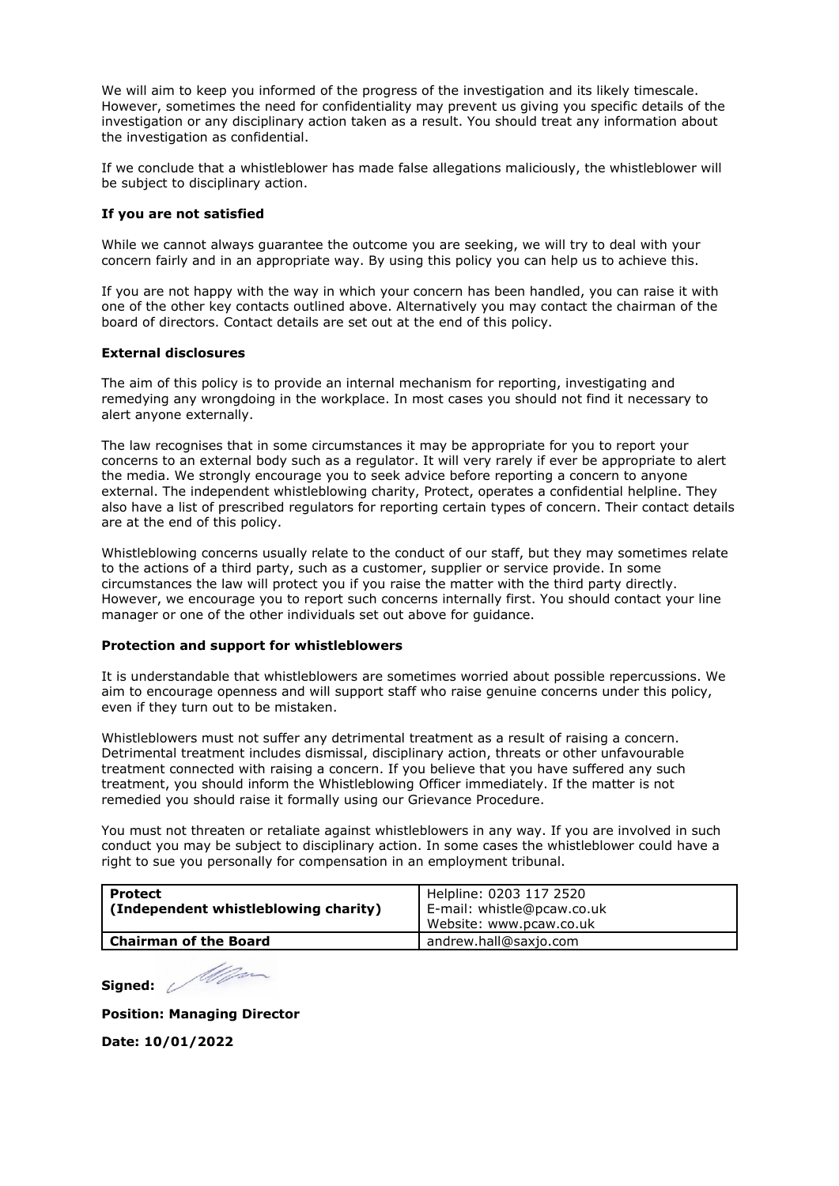We will aim to keep you informed of the progress of the investigation and its likely timescale. However, sometimes the need for confidentiality may prevent us giving you specific details of the investigation or any disciplinary action taken as a result. You should treat any information about the investigation as confidential.

If we conclude that a whistleblower has made false allegations maliciously, the whistleblower will be subject to disciplinary action.

**If you are not satisfied**

While we cannot always guarantee the outcome you are seeking, we will try to deal with your concern fairly and in an appropriate way. By using this policy you can help us to achieve this.

If you are not happy with the way in which your concern has been handled, you can raise it with one of the other key contacts outlined above. Alternatively you may contact the chairman of the board of directors. Contact details are set out at the end of this policy.

**External disclosures**

The aim of this policy is to provide an internal mechanism for reporting, investigating and remedying any wrongdoing in the workplace. In most cases you should not find it necessary to alert anyone externally.

The law recognises that in some circumstances it may be appropriate for you to report your concerns to an external body such as a regulator. It will very rarely if ever be appropriate to alert the media. We strongly encourage you to seek advice before reporting a concern to anyone external. The independent whistleblowing charity, Protect, operates a confidential helpline. They also have a list of prescribed regulators for reporting certain types of concern. Their contact details are at the end of this policy.

Whistleblowing concerns usually relate to the conduct of our staff, but they may sometimes relate to the actions of a third party, such as a customer, supplier or service provide. In some circumstances the law will protect you if you raise the matter with the third party directly. However, we encourage you to report such concerns internally first. You should contact your line manager or one of the other individuals set out above for guidance.

**Protection and support for whistleblowers**

It is understandable that whistleblowers are sometimes worried about possible repercussions. We aim to encourage openness and will support staff who raise genuine concerns under this policy, even if they turn out to be mistaken.

Whistleblowers must not suffer any detrimental treatment as a result of raising a concern. Detrimental treatment includes dismissal, disciplinary action, threats or other unfavourable treatment connected with raising a concern. If you believe that you have suffered any such treatment, you should inform the Whistleblowing Officer immediately. If the matter is not remedied you should raise it formally using our Grievance Procedure.

You must not threaten or retaliate against whistleblowers in any way. If you are involved in such conduct you may be subject to disciplinary action. In some cases the whistleblower could have a right to sue you personally for compensation in an employment tribunal.

| | |
|---|---|
| **Protect (Independent whistleblowing charity)** | Helpline: 0203 117 2520<br>E-mail: whistle@pcaw.co.uk<br>Website: www.pcaw.co.uk |
| **Chairman of the Board** | andrew.hall@saxjo.com |

**Signed:**

**Position: Managing Director**

**Date: 10/01/2022**